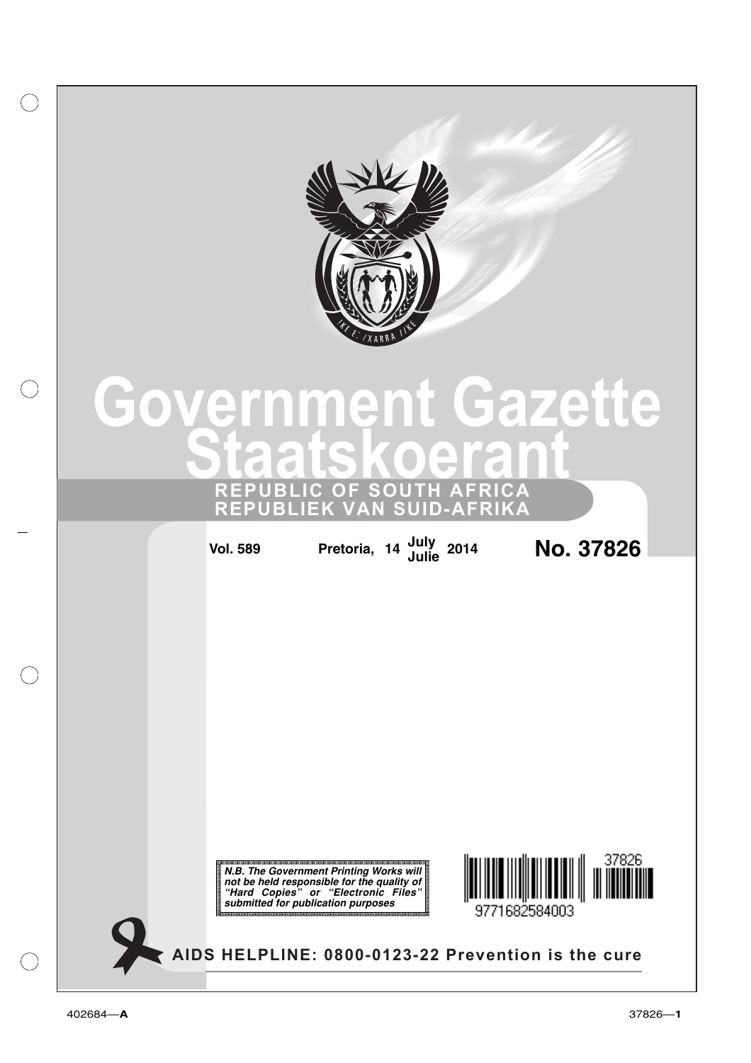# Government Gazette
# Staatskoerant

**REPUBLIC OF SOUTH AFRICA**
**REPUBLIEK VAN SUID-AFRIKA**

**Vol. 589** **Pretoria, 14 July / Julie 2014** **No. 37826**

***N.B. The Government Printing Works will not be held responsible for the quality of "Hard Copies" or "Electronic Files" submitted for publication purposes***

9771682584003 37826

**AIDS HELPLINE: 0800-0123-22 Prevention is the cure**

402684—**A**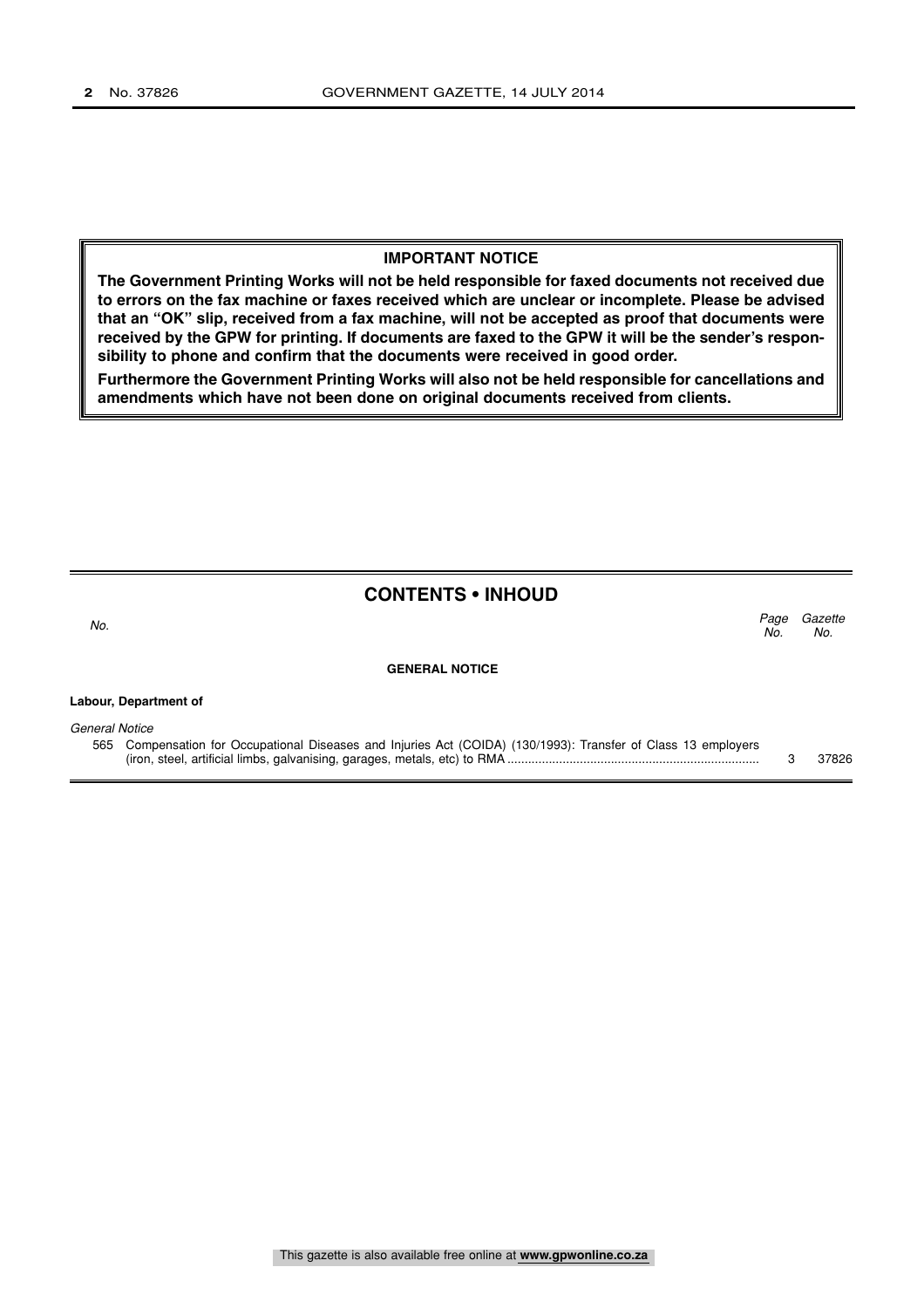**IMPORTANT NOTICE**

**The Government Printing Works will not be held responsible for faxed documents not received due to errors on the fax machine or faxes received which are unclear or incomplete. Please be advised that an "OK" slip, received from a fax machine, will not be accepted as proof that documents were received by the GPW for printing. If documents are faxed to the GPW it will be the sender's responsibility to phone and confirm that the documents were received in good order.**

**Furthermore the Government Printing Works will also not be held responsible for cancellations and amendments which have not been done on original documents received from clients.**

## CONTENTS • INHOUD

| *No.* | | *Page No.* | *Gazette No.* |
|---|---|---|---|
| | **GENERAL NOTICE** | | |
| | **Labour, Department of** | | |
| | *General Notice* | | |
| 565 | Compensation for Occupational Diseases and Injuries Act (COIDA) (130/1993): Transfer of Class 13 employers (iron, steel, artificial limbs, galvanising, garages, metals, etc) to RMA | 3 | 37826 |

This gazette is also available free online at **www.gpwonline.co.za**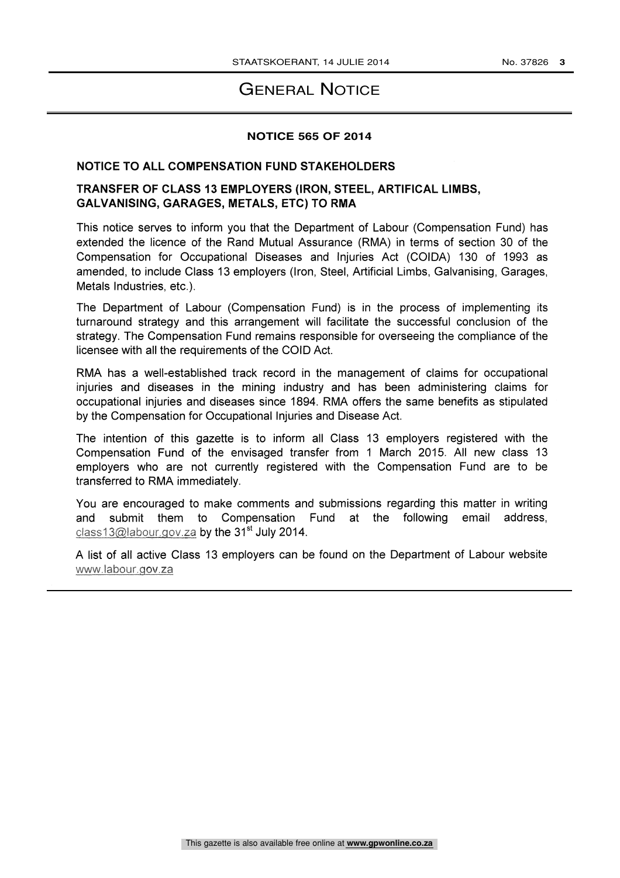# General Notice

## NOTICE 565 OF 2014

### NOTICE TO ALL COMPENSATION FUND STAKEHOLDERS

### TRANSFER OF CLASS 13 EMPLOYERS (IRON, STEEL, ARTIFICAL LIMBS, GALVANISING, GARAGES, METALS, ETC) TO RMA

This notice serves to inform you that the Department of Labour (Compensation Fund) has extended the licence of the Rand Mutual Assurance (RMA) in terms of section 30 of the Compensation for Occupational Diseases and Injuries Act (COIDA) 130 of 1993 as amended, to include Class 13 employers (Iron, Steel, Artificial Limbs, Galvanising, Garages, Metals Industries, etc.).

The Department of Labour (Compensation Fund) is in the process of implementing its turnaround strategy and this arrangement will facilitate the successful conclusion of the strategy. The Compensation Fund remains responsible for overseeing the compliance of the licensee with all the requirements of the COID Act.

RMA has a well-established track record in the management of claims for occupational injuries and diseases in the mining industry and has been administering claims for occupational injuries and diseases since 1894. RMA offers the same benefits as stipulated by the Compensation for Occupational Injuries and Disease Act.

The intention of this gazette is to inform all Class 13 employers registered with the Compensation Fund of the envisaged transfer from 1 March 2015. All new class 13 employers who are not currently registered with the Compensation Fund are to be transferred to RMA immediately.

You are encouraged to make comments and submissions regarding this matter in writing and submit them to Compensation Fund at the following email address, class13@labour.gov.za by the 31st July 2014.

A list of all active Class 13 employers can be found on the Department of Labour website www.labour.gov.za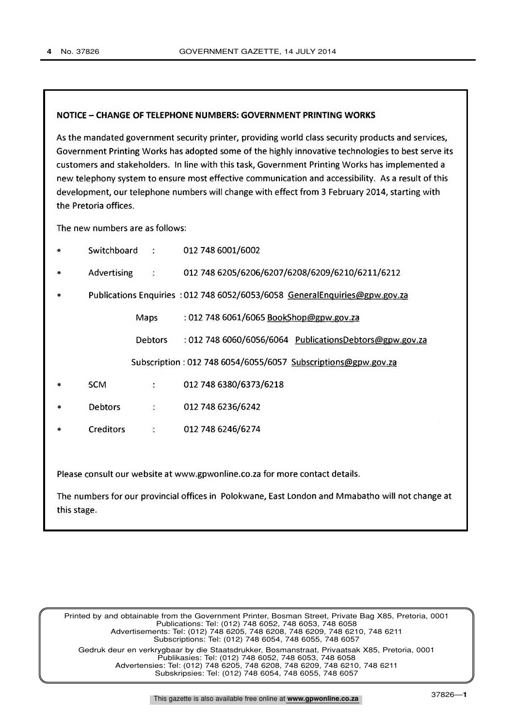## NOTICE – CHANGE OF TELEPHONE NUMBERS: GOVERNMENT PRINTING WORKS

As the mandated government security printer, providing world class security products and services, Government Printing Works has adopted some of the highly innovative technologies to best serve its customers and stakeholders. In line with this task, Government Printing Works has implemented a new telephony system to ensure most effective communication and accessibility. As a result of this development, our telephone numbers will change with effect from 3 February 2014, starting with the Pretoria offices.

The new numbers are as follows:

- Switchboard : 012 748 6001/6002
- Advertising : 012 748 6205/6206/6207/6208/6209/6210/6211/6212
- Publications Enquiries : 012 748 6052/6053/6058 GeneralEnquiries@gpw.gov.za
  - Maps : 012 748 6061/6065 BookShop@gpw.gov.za
  - Debtors : 012 748 6060/6056/6064 PublicationsDebtors@gpw.gov.za
  - Subscription : 012 748 6054/6055/6057 Subscriptions@gpw.gov.za
- SCM : 012 748 6380/6373/6218
- Debtors : 012 748 6236/6242
- Creditors : 012 748 6246/6274

Please consult our website at www.gpwonline.co.za for more contact details.

The numbers for our provincial offices in Polokwane, East London and Mmabatho will not change at this stage.

Printed by and obtainable from the Government Printer, Bosman Street, Private Bag X85, Pretoria, 0001
Publications: Tel: (012) 748 6052, 748 6053, 748 6058
Advertisements: Tel: (012) 748 6205, 748 6208, 748 6209, 748 6210, 748 6211
Subscriptions: Tel: (012) 748 6054, 748 6055, 748 6057

Gedruk deur en verkrygbaar by die Staatsdrukker, Bosmanstraat, Privaatsak X85, Pretoria, 0001
Publikasies: Tel: (012) 748 6052, 748 6053, 748 6058
Advertensies: Tel: (012) 748 6205, 748 6208, 748 6209, 748 6210, 748 6211
Subskripsies: Tel: (012) 748 6054, 748 6055, 748 6057

This gazette is also available free online at **www.gpwonline.co.za**